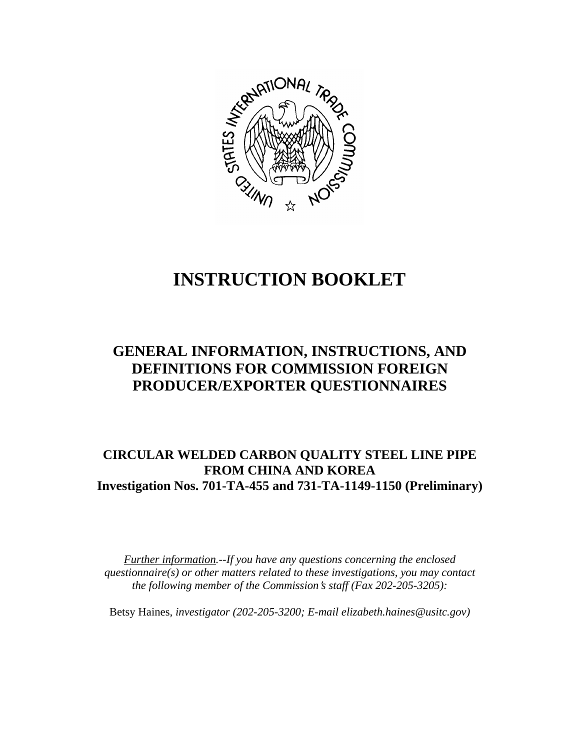# INSTRUCTION BOOKLET

## GENERAL INFORMATION, INSTRUCTIONS, AND DEFINITIONS FOR COMMISSION FOREIGN PRODUCER/EXPORTER QUESTIONNAIRES

### CIRCULAR WELDED CARBON QUALITY STEEL LINE PIPE FROM CHINA AND KOREA
### Investigation Nos. 701-TA-455 and 731-TA-1149-1150 (Preliminary)

*Further information.--If you have any questions concerning the enclosed questionnaire(s) or other matters related to these investigations, you may contact the following member of the Commission's staff (Fax 202-205-3205):*

Betsy Haines, *investigator (202-205-3200; E-mail elizabeth.haines@usitc.gov)*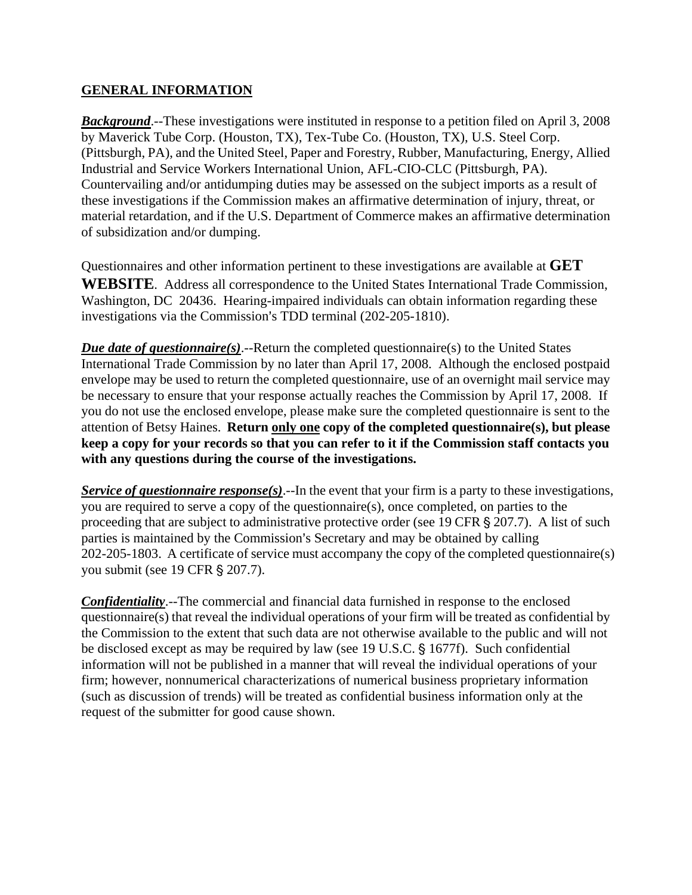## GENERAL INFORMATION

***Background***.--These investigations were instituted in response to a petition filed on April 3, 2008 by Maverick Tube Corp. (Houston, TX), Tex-Tube Co. (Houston, TX), U.S. Steel Corp. (Pittsburgh, PA), and the United Steel, Paper and Forestry, Rubber, Manufacturing, Energy, Allied Industrial and Service Workers International Union, AFL-CIO-CLC (Pittsburgh, PA). Countervailing and/or antidumping duties may be assessed on the subject imports as a result of these investigations if the Commission makes an affirmative determination of injury, threat, or material retardation, and if the U.S. Department of Commerce makes an affirmative determination of subsidization and/or dumping.

Questionnaires and other information pertinent to these investigations are available at **GET WEBSITE**. Address all correspondence to the United States International Trade Commission, Washington, DC 20436. Hearing-impaired individuals can obtain information regarding these investigations via the Commission's TDD terminal (202-205-1810).

***Due date of questionnaire(s)***.--Return the completed questionnaire(s) to the United States International Trade Commission by no later than April 17, 2008. Although the enclosed postpaid envelope may be used to return the completed questionnaire, use of an overnight mail service may be necessary to ensure that your response actually reaches the Commission by April 17, 2008. If you do not use the enclosed envelope, please make sure the completed questionnaire is sent to the attention of Betsy Haines. **Return only one copy of the completed questionnaire(s), but please keep a copy for your records so that you can refer to it if the Commission staff contacts you with any questions during the course of the investigations.**

***Service of questionnaire response(s)***.--In the event that your firm is a party to these investigations, you are required to serve a copy of the questionnaire(s), once completed, on parties to the proceeding that are subject to administrative protective order (see 19 CFR § 207.7). A list of such parties is maintained by the Commission's Secretary and may be obtained by calling 202-205-1803. A certificate of service must accompany the copy of the completed questionnaire(s) you submit (see 19 CFR § 207.7).

***Confidentiality***.--The commercial and financial data furnished in response to the enclosed questionnaire(s) that reveal the individual operations of your firm will be treated as confidential by the Commission to the extent that such data are not otherwise available to the public and will not be disclosed except as may be required by law (see 19 U.S.C. § 1677f). Such confidential information will not be published in a manner that will reveal the individual operations of your firm; however, nonnumerical characterizations of numerical business proprietary information (such as discussion of trends) will be treated as confidential business information only at the request of the submitter for good cause shown.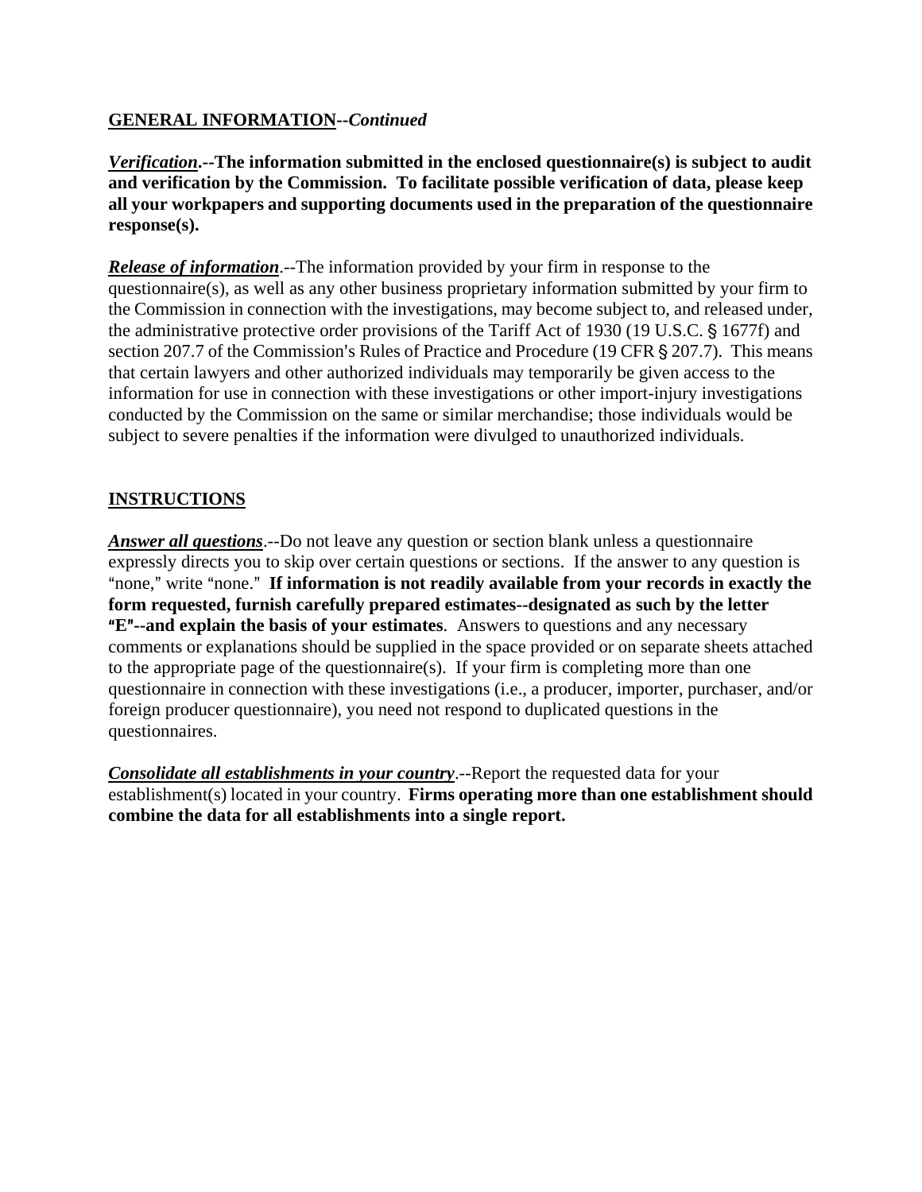## GENERAL INFORMATION--*Continued*

***Verification*.--The information submitted in the enclosed questionnaire(s) is subject to audit and verification by the Commission. To facilitate possible verification of data, please keep all your workpapers and supporting documents used in the preparation of the questionnaire response(s).**

***Release of information***.--The information provided by your firm in response to the questionnaire(s), as well as any other business proprietary information submitted by your firm to the Commission in connection with the investigations, may become subject to, and released under, the administrative protective order provisions of the Tariff Act of 1930 (19 U.S.C. § 1677f) and section 207.7 of the Commission's Rules of Practice and Procedure (19 CFR § 207.7). This means that certain lawyers and other authorized individuals may temporarily be given access to the information for use in connection with these investigations or other import-injury investigations conducted by the Commission on the same or similar merchandise; those individuals would be subject to severe penalties if the information were divulged to unauthorized individuals.

## INSTRUCTIONS

***Answer all questions***.--Do not leave any question or section blank unless a questionnaire expressly directs you to skip over certain questions or sections. If the answer to any question is "none," write "none." **If information is not readily available from your records in exactly the form requested, furnish carefully prepared estimates--designated as such by the letter "E"--and explain the basis of your estimates**. Answers to questions and any necessary comments or explanations should be supplied in the space provided or on separate sheets attached to the appropriate page of the questionnaire(s). If your firm is completing more than one questionnaire in connection with these investigations (i.e., a producer, importer, purchaser, and/or foreign producer questionnaire), you need not respond to duplicated questions in the questionnaires.

***Consolidate all establishments in your country***.--Report the requested data for your establishment(s) located in your country. **Firms operating more than one establishment should combine the data for all establishments into a single report.**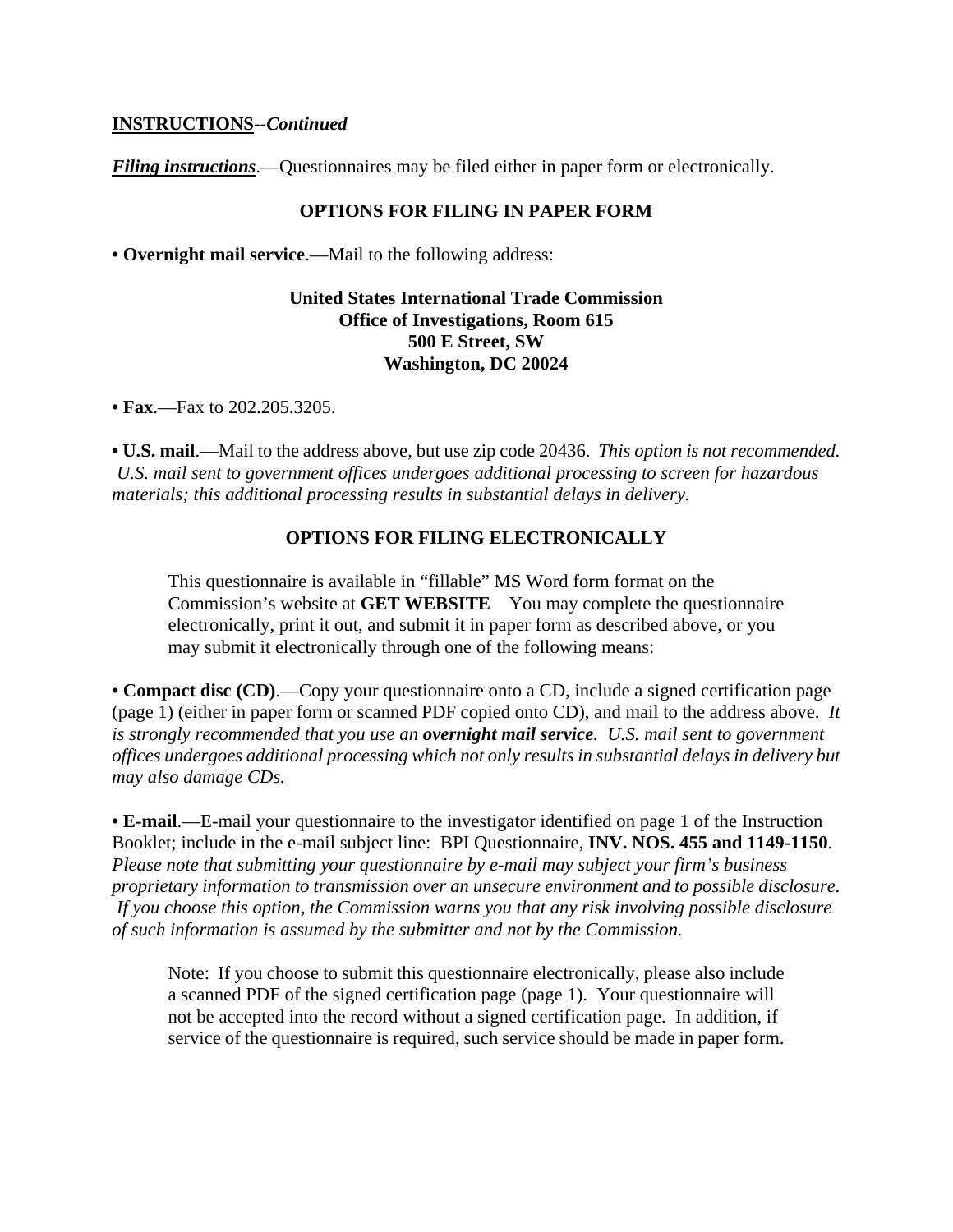**<u>INSTRUCTIONS</u>--*Continued***

***<u>Filing instructions</u>***.—Questionnaires may be filed either in paper form or electronically.

**OPTIONS FOR FILING IN PAPER FORM**

• **Overnight mail service**.—Mail to the following address:

**United States International Trade Commission**
**Office of Investigations, Room 615**
**500 E Street, SW**
**Washington, DC 20024**

• **Fax**.—Fax to 202.205.3205.

• **U.S. mail**.—Mail to the address above, but use zip code 20436. *This option is not recommended. U.S. mail sent to government offices undergoes additional processing to screen for hazardous materials; this additional processing results in substantial delays in delivery.*

**OPTIONS FOR FILING ELECTRONICALLY**

This questionnaire is available in "fillable" MS Word form format on the Commission's website at **GET WEBSITE** You may complete the questionnaire electronically, print it out, and submit it in paper form as described above, or you may submit it electronically through one of the following means:

• **Compact disc (CD)**.—Copy your questionnaire onto a CD, include a signed certification page (page 1) (either in paper form or scanned PDF copied onto CD), and mail to the address above. *It is strongly recommended that you use an **overnight mail service**. U.S. mail sent to government offices undergoes additional processing which not only results in substantial delays in delivery but may also damage CDs.*

• **E-mail**.—E-mail your questionnaire to the investigator identified on page 1 of the Instruction Booklet; include in the e-mail subject line: BPI Questionnaire, **INV. NOS. 455 and 1149-1150**. *Please note that submitting your questionnaire by e-mail may subject your firm's business proprietary information to transmission over an unsecure environment and to possible disclosure. If you choose this option, the Commission warns you that any risk involving possible disclosure of such information is assumed by the submitter and not by the Commission.*

Note: If you choose to submit this questionnaire electronically, please also include a scanned PDF of the signed certification page (page 1). Your questionnaire will not be accepted into the record without a signed certification page. In addition, if service of the questionnaire is required, such service should be made in paper form.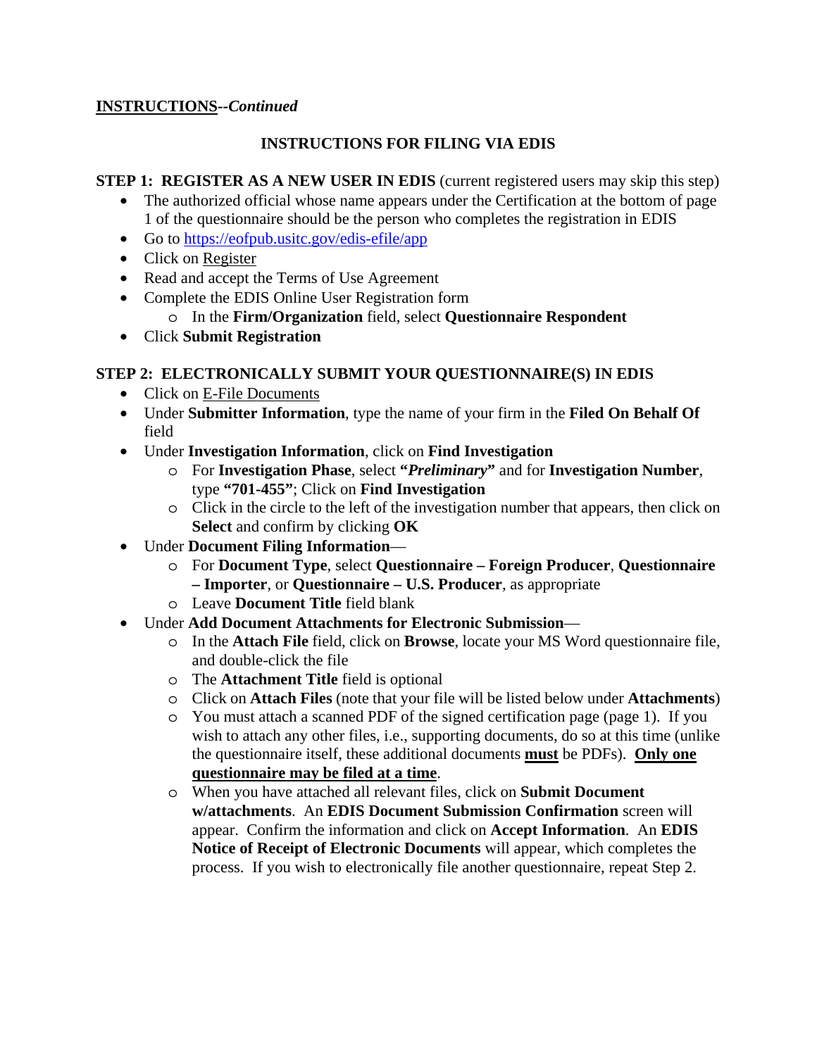**INSTRUCTIONS--*Continued***

## INSTRUCTIONS FOR FILING VIA EDIS

**STEP 1: REGISTER AS A NEW USER IN EDIS** (current registered users may skip this step)

- The authorized official whose name appears under the Certification at the bottom of page 1 of the questionnaire should be the person who completes the registration in EDIS
- Go to https://eofpub.usitc.gov/edis-efile/app
- Click on Register
- Read and accept the Terms of Use Agreement
- Complete the EDIS Online User Registration form
  - In the **Firm/Organization** field, select **Questionnaire Respondent**
- Click **Submit Registration**

**STEP 2: ELECTRONICALLY SUBMIT YOUR QUESTIONNAIRE(S) IN EDIS**

- Click on E-File Documents
- Under **Submitter Information**, type the name of your firm in the **Filed On Behalf Of** field
- Under **Investigation Information**, click on **Find Investigation**
  - For **Investigation Phase**, select **"*Preliminary*"** and for **Investigation Number**, type **"701-455"**; Click on **Find Investigation**
  - Click in the circle to the left of the investigation number that appears, then click on **Select** and confirm by clicking **OK**
- Under **Document Filing Information**—
  - For **Document Type**, select **Questionnaire – Foreign Producer**, **Questionnaire – Importer**, or **Questionnaire – U.S. Producer**, as appropriate
  - Leave **Document Title** field blank
- Under **Add Document Attachments for Electronic Submission**—
  - In the **Attach File** field, click on **Browse**, locate your MS Word questionnaire file, and double-click the file
  - The **Attachment Title** field is optional
  - Click on **Attach Files** (note that your file will be listed below under **Attachments**)
  - You must attach a scanned PDF of the signed certification page (page 1). If you wish to attach any other files, i.e., supporting documents, do so at this time (unlike the questionnaire itself, these additional documents **must** be PDFs). **Only one questionnaire may be filed at a time**.
  - When you have attached all relevant files, click on **Submit Document w/attachments**. An **EDIS Document Submission Confirmation** screen will appear. Confirm the information and click on **Accept Information**. An **EDIS Notice of Receipt of Electronic Documents** will appear, which completes the process. If you wish to electronically file another questionnaire, repeat Step 2.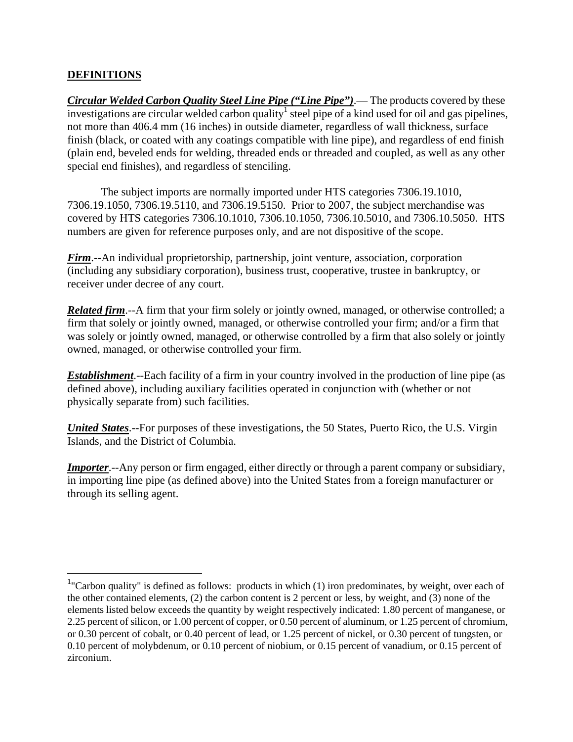## DEFINITIONS

***Circular Welded Carbon Quality Steel Line Pipe ("Line Pipe")***.— The products covered by these investigations are circular welded carbon quality[1] steel pipe of a kind used for oil and gas pipelines, not more than 406.4 mm (16 inches) in outside diameter, regardless of wall thickness, surface finish (black, or coated with any coatings compatible with line pipe), and regardless of end finish (plain end, beveled ends for welding, threaded ends or threaded and coupled, as well as any other special end finishes), and regardless of stenciling.

The subject imports are normally imported under HTS categories 7306.19.1010, 7306.19.1050, 7306.19.5110, and 7306.19.5150. Prior to 2007, the subject merchandise was covered by HTS categories 7306.10.1010, 7306.10.1050, 7306.10.5010, and 7306.10.5050. HTS numbers are given for reference purposes only, and are not dispositive of the scope.

***Firm***.--An individual proprietorship, partnership, joint venture, association, corporation (including any subsidiary corporation), business trust, cooperative, trustee in bankruptcy, or receiver under decree of any court.

***Related firm***.--A firm that your firm solely or jointly owned, managed, or otherwise controlled; a firm that solely or jointly owned, managed, or otherwise controlled your firm; and/or a firm that was solely or jointly owned, managed, or otherwise controlled by a firm that also solely or jointly owned, managed, or otherwise controlled your firm.

***Establishment***.--Each facility of a firm in your country involved in the production of line pipe (as defined above), including auxiliary facilities operated in conjunction with (whether or not physically separate from) such facilities.

***United States***.--For purposes of these investigations, the 50 States, Puerto Rico, the U.S. Virgin Islands, and the District of Columbia.

***Importer***.--Any person or firm engaged, either directly or through a parent company or subsidiary, in importing line pipe (as defined above) into the United States from a foreign manufacturer or through its selling agent.

---

[1] "Carbon quality" is defined as follows: products in which (1) iron predominates, by weight, over each of the other contained elements, (2) the carbon content is 2 percent or less, by weight, and (3) none of the elements listed below exceeds the quantity by weight respectively indicated: 1.80 percent of manganese, or 2.25 percent of silicon, or 1.00 percent of copper, or 0.50 percent of aluminum, or 1.25 percent of chromium, or 0.30 percent of cobalt, or 0.40 percent of lead, or 1.25 percent of nickel, or 0.30 percent of tungsten, or 0.10 percent of molybdenum, or 0.10 percent of niobium, or 0.15 percent of vanadium, or 0.15 percent of zirconium.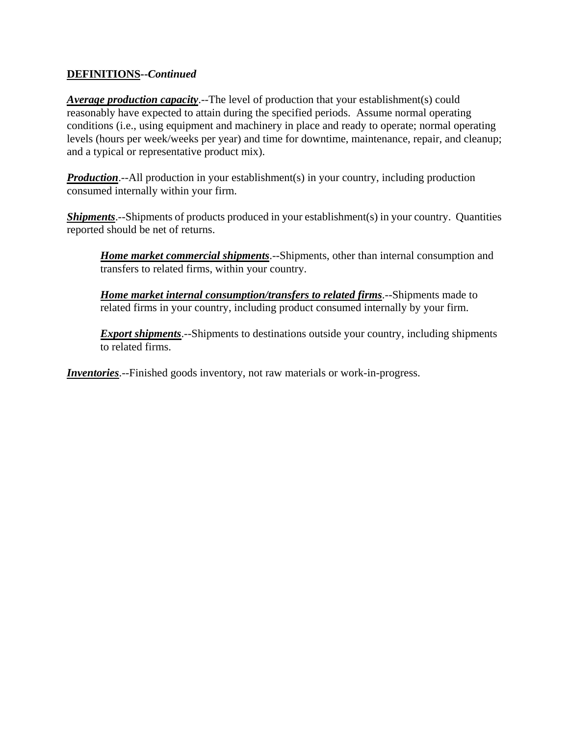**DEFINITIONS**--***Continued***

***Average production capacity***.--The level of production that your establishment(s) could reasonably have expected to attain during the specified periods. Assume normal operating conditions (i.e., using equipment and machinery in place and ready to operate; normal operating levels (hours per week/weeks per year) and time for downtime, maintenance, repair, and cleanup; and a typical or representative product mix).

***Production***.--All production in your establishment(s) in your country, including production consumed internally within your firm.

***Shipments***.--Shipments of products produced in your establishment(s) in your country. Quantities reported should be net of returns.

> ***Home market commercial shipments***.--Shipments, other than internal consumption and transfers to related firms, within your country.
>
> ***Home market internal consumption/transfers to related firms***.--Shipments made to related firms in your country, including product consumed internally by your firm.
>
> ***Export shipments***.--Shipments to destinations outside your country, including shipments to related firms.

***Inventories***.--Finished goods inventory, not raw materials or work-in-progress.